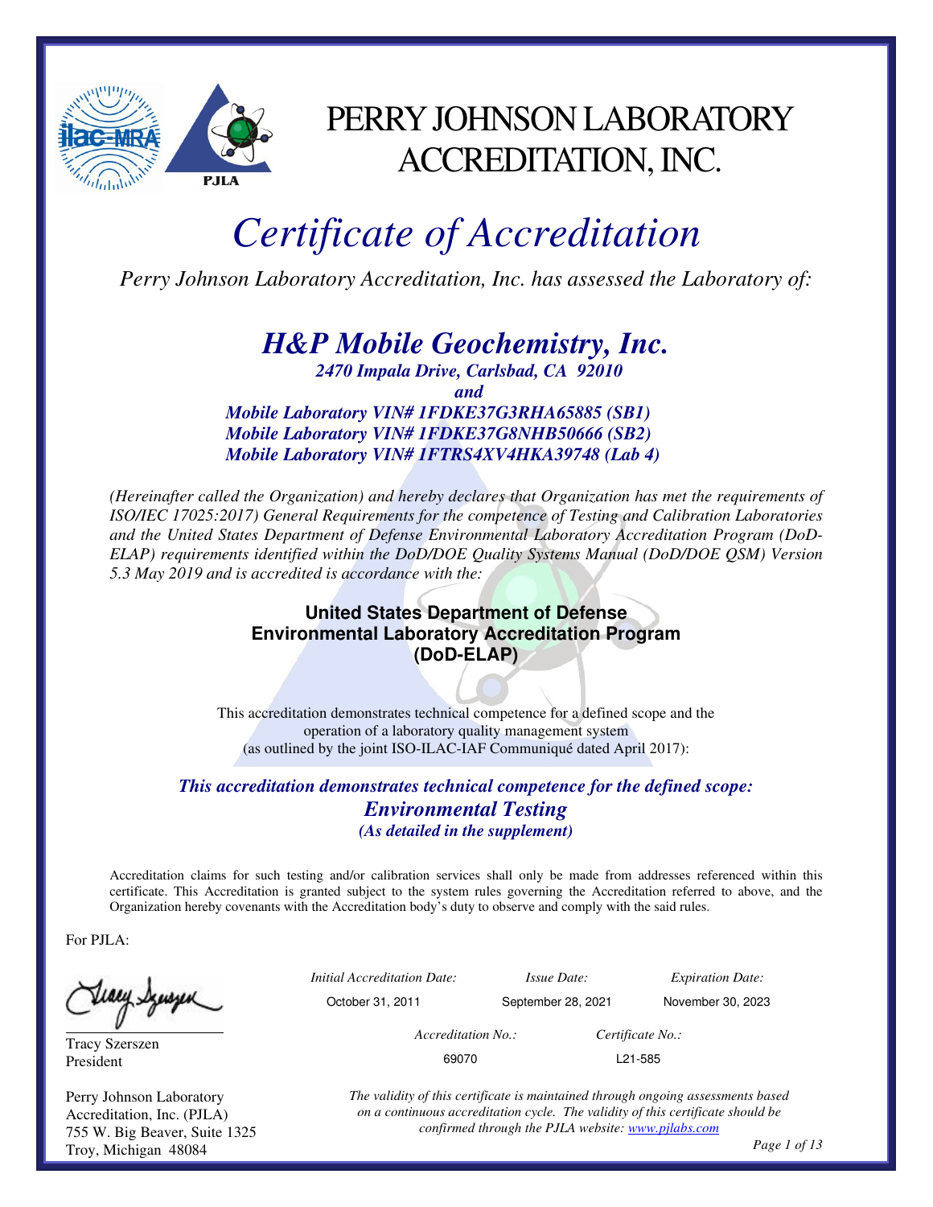# PERRY JOHNSON LABORATORY ACCREDITATION, INC.

# *Certificate of Accreditation*

*Perry Johnson Laboratory Accreditation, Inc. has assessed the Laboratory of:*

## *H&P Mobile Geochemistry, Inc.*

***2470 Impala Drive, Carlsbad, CA 92010***
***and***
***Mobile Laboratory VIN# 1FDKE37G3RHA65885 (SB1)***
***Mobile Laboratory VIN# 1FDKE37G8NHB50666 (SB2)***
***Mobile Laboratory VIN# 1FTRS4XV4HKA39748 (Lab 4)***

*(Hereinafter called the Organization) and hereby declares that Organization has met the requirements of ISO/IEC 17025:2017) General Requirements for the competence of Testing and Calibration Laboratories and the United States Department of Defense Environmental Laboratory Accreditation Program (DoD-ELAP) requirements identified within the DoD/DOE Quality Systems Manual (DoD/DOE QSM) Version 5.3 May 2019 and is accredited is accordance with the:*

**United States Department of Defense**
**Environmental Laboratory Accreditation Program**
**(DoD-ELAP)**

This accreditation demonstrates technical competence for a defined scope and the operation of a laboratory quality management system (as outlined by the joint ISO-ILAC-IAF Communiqué dated April 2017):

***This accreditation demonstrates technical competence for the defined scope:***
***Environmental Testing***
***(As detailed in the supplement)***

Accreditation claims for such testing and/or calibration services shall only be made from addresses referenced within this certificate. This Accreditation is granted subject to the system rules governing the Accreditation referred to above, and the Organization hereby covenants with the Accreditation body's duty to observe and comply with the said rules.

For PJLA:

Tracy Szerszen
President

Perry Johnson Laboratory Accreditation, Inc. (PJLA)
755 W. Big Beaver, Suite 1325
Troy, Michigan 48084

| *Initial Accreditation Date:* | *Issue Date:* | *Expiration Date:* |
|---|---|---|
| October 31, 2011 | September 28, 2021 | November 30, 2023 |

| *Accreditation No.:* | *Certificate No.:* |
|---|---|
| 69070 | L21-585 |

*The validity of this certificate is maintained through ongoing assessments based on a continuous accreditation cycle. The validity of this certificate should be confirmed through the PJLA website: www.pjlabs.com*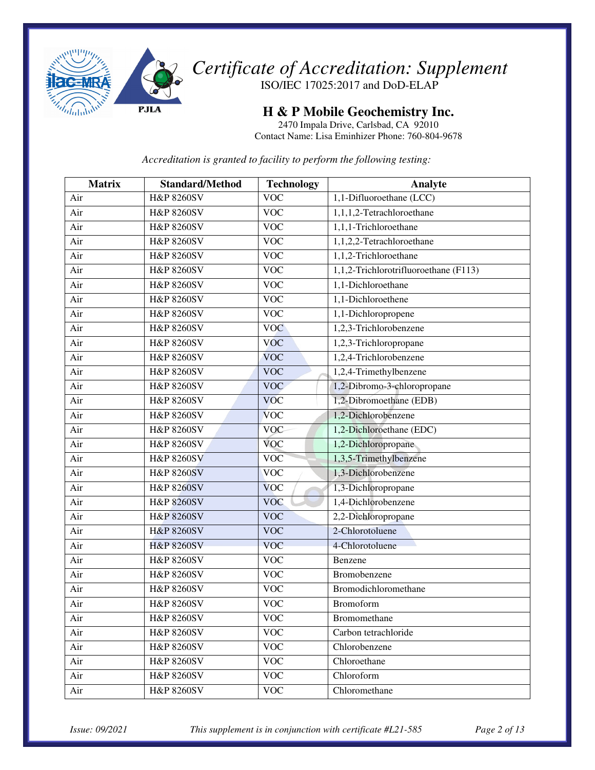# *Certificate of Accreditation: Supplement*

ISO/IEC 17025:2017 and DoD-ELAP

## H & P Mobile Geochemistry Inc.

2470 Impala Drive, Carlsbad, CA 92010
Contact Name: Lisa Eminhizer Phone: 760-804-9678

*Accreditation is granted to facility to perform the following testing:*

| Matrix | Standard/Method | Technology | Analyte |
|---|---|---|---|
| Air | H&P 8260SV | VOC | 1,1-Difluoroethane (LCC) |
| Air | H&P 8260SV | VOC | 1,1,1,2-Tetrachloroethane |
| Air | H&P 8260SV | VOC | 1,1,1-Trichloroethane |
| Air | H&P 8260SV | VOC | 1,1,2,2-Tetrachloroethane |
| Air | H&P 8260SV | VOC | 1,1,2-Trichloroethane |
| Air | H&P 8260SV | VOC | 1,1,2-Trichlorotrifluoroethane (F113) |
| Air | H&P 8260SV | VOC | 1,1-Dichloroethane |
| Air | H&P 8260SV | VOC | 1,1-Dichloroethene |
| Air | H&P 8260SV | VOC | 1,1-Dichloropropene |
| Air | H&P 8260SV | VOC | 1,2,3-Trichlorobenzene |
| Air | H&P 8260SV | VOC | 1,2,3-Trichloropropane |
| Air | H&P 8260SV | VOC | 1,2,4-Trichlorobenzene |
| Air | H&P 8260SV | VOC | 1,2,4-Trimethylbenzene |
| Air | H&P 8260SV | VOC | 1,2-Dibromo-3-chloropropane |
| Air | H&P 8260SV | VOC | 1,2-Dibromoethane (EDB) |
| Air | H&P 8260SV | VOC | 1,2-Dichlorobenzene |
| Air | H&P 8260SV | VOC | 1,2-Dichloroethane (EDC) |
| Air | H&P 8260SV | VOC | 1,2-Dichloropropane |
| Air | H&P 8260SV | VOC | 1,3,5-Trimethylbenzene |
| Air | H&P 8260SV | VOC | 1,3-Dichlorobenzene |
| Air | H&P 8260SV | VOC | 1,3-Dichloropropane |
| Air | H&P 8260SV | VOC | 1,4-Dichlorobenzene |
| Air | H&P 8260SV | VOC | 2,2-Dichloropropane |
| Air | H&P 8260SV | VOC | 2-Chlorotoluene |
| Air | H&P 8260SV | VOC | 4-Chlorotoluene |
| Air | H&P 8260SV | VOC | Benzene |
| Air | H&P 8260SV | VOC | Bromobenzene |
| Air | H&P 8260SV | VOC | Bromodichloromethane |
| Air | H&P 8260SV | VOC | Bromoform |
| Air | H&P 8260SV | VOC | Bromomethane |
| Air | H&P 8260SV | VOC | Carbon tetrachloride |
| Air | H&P 8260SV | VOC | Chlorobenzene |
| Air | H&P 8260SV | VOC | Chloroethane |
| Air | H&P 8260SV | VOC | Chloroform |
| Air | H&P 8260SV | VOC | Chloromethane |

*Issue: 09/2021* *This supplement is in conjunction with certificate #L21-585*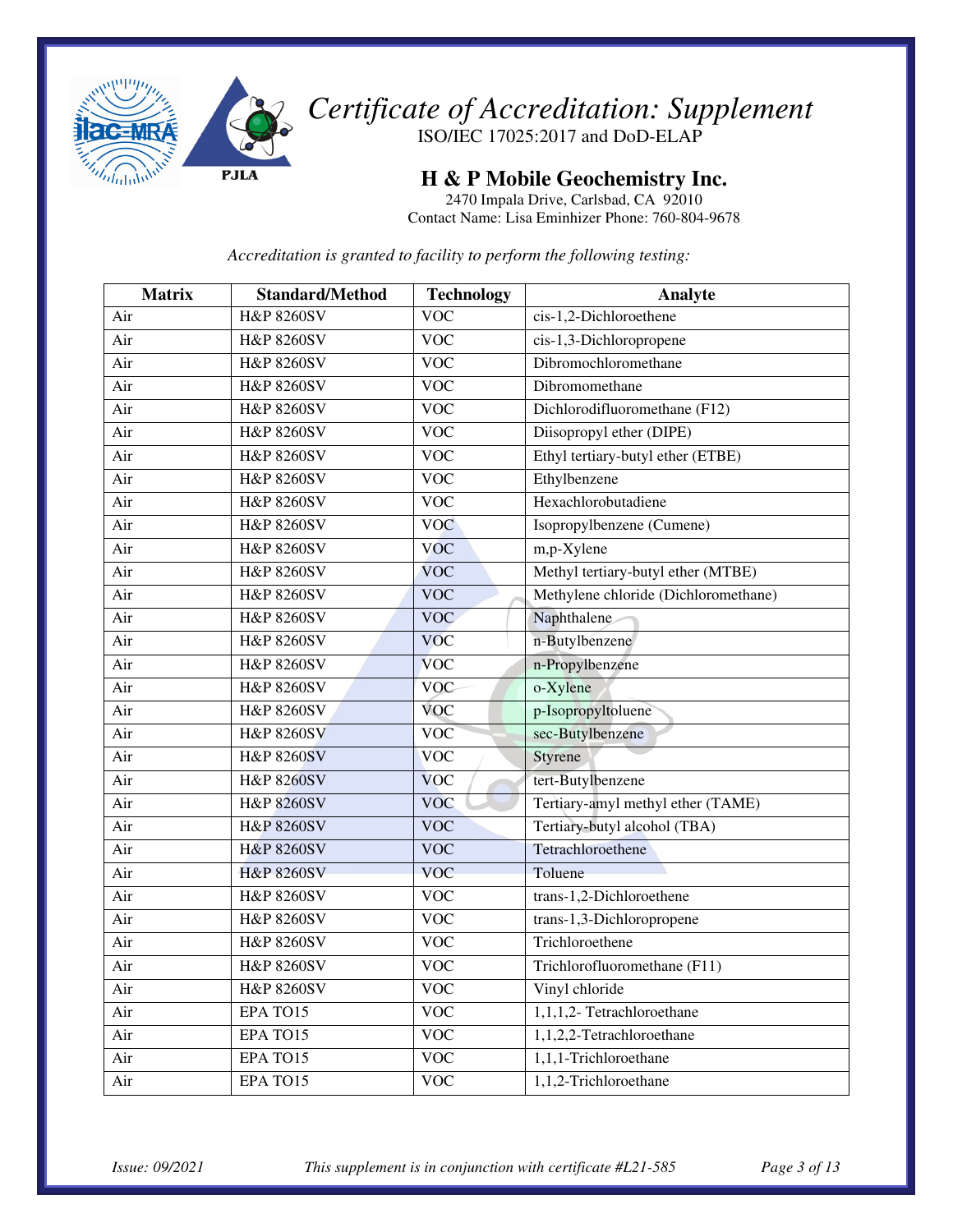# *Certificate of Accreditation: Supplement*

ISO/IEC 17025:2017 and DoD-ELAP

## H & P Mobile Geochemistry Inc.

2470 Impala Drive, Carlsbad, CA 92010
Contact Name: Lisa Eminhizer Phone: 760-804-9678

*Accreditation is granted to facility to perform the following testing:*

| Matrix | Standard/Method | Technology | Analyte |
|---|---|---|---|
| Air | H&P 8260SV | VOC | cis-1,2-Dichloroethene |
| Air | H&P 8260SV | VOC | cis-1,3-Dichloropropene |
| Air | H&P 8260SV | VOC | Dibromochloromethane |
| Air | H&P 8260SV | VOC | Dibromomethane |
| Air | H&P 8260SV | VOC | Dichlorodifluoromethane (F12) |
| Air | H&P 8260SV | VOC | Diisopropyl ether (DIPE) |
| Air | H&P 8260SV | VOC | Ethyl tertiary-butyl ether (ETBE) |
| Air | H&P 8260SV | VOC | Ethylbenzene |
| Air | H&P 8260SV | VOC | Hexachlorobutadiene |
| Air | H&P 8260SV | VOC | Isopropylbenzene (Cumene) |
| Air | H&P 8260SV | VOC | m,p-Xylene |
| Air | H&P 8260SV | VOC | Methyl tertiary-butyl ether (MTBE) |
| Air | H&P 8260SV | VOC | Methylene chloride (Dichloromethane) |
| Air | H&P 8260SV | VOC | Naphthalene |
| Air | H&P 8260SV | VOC | n-Butylbenzene |
| Air | H&P 8260SV | VOC | n-Propylbenzene |
| Air | H&P 8260SV | VOC | o-Xylene |
| Air | H&P 8260SV | VOC | p-Isopropyltoluene |
| Air | H&P 8260SV | VOC | sec-Butylbenzene |
| Air | H&P 8260SV | VOC | Styrene |
| Air | H&P 8260SV | VOC | tert-Butylbenzene |
| Air | H&P 8260SV | VOC | Tertiary-amyl methyl ether (TAME) |
| Air | H&P 8260SV | VOC | Tertiary-butyl alcohol (TBA) |
| Air | H&P 8260SV | VOC | Tetrachloroethene |
| Air | H&P 8260SV | VOC | Toluene |
| Air | H&P 8260SV | VOC | trans-1,2-Dichloroethene |
| Air | H&P 8260SV | VOC | trans-1,3-Dichloropropene |
| Air | H&P 8260SV | VOC | Trichloroethene |
| Air | H&P 8260SV | VOC | Trichlorofluoromethane (F11) |
| Air | H&P 8260SV | VOC | Vinyl chloride |
| Air | EPA TO15 | VOC | 1,1,1,2- Tetrachloroethane |
| Air | EPA TO15 | VOC | 1,1,2,2-Tetrachloroethane |
| Air | EPA TO15 | VOC | 1,1,1-Trichloroethane |
| Air | EPA TO15 | VOC | 1,1,2-Trichloroethane |

*Issue: 09/2021* *This supplement is in conjunction with certificate #L21-585*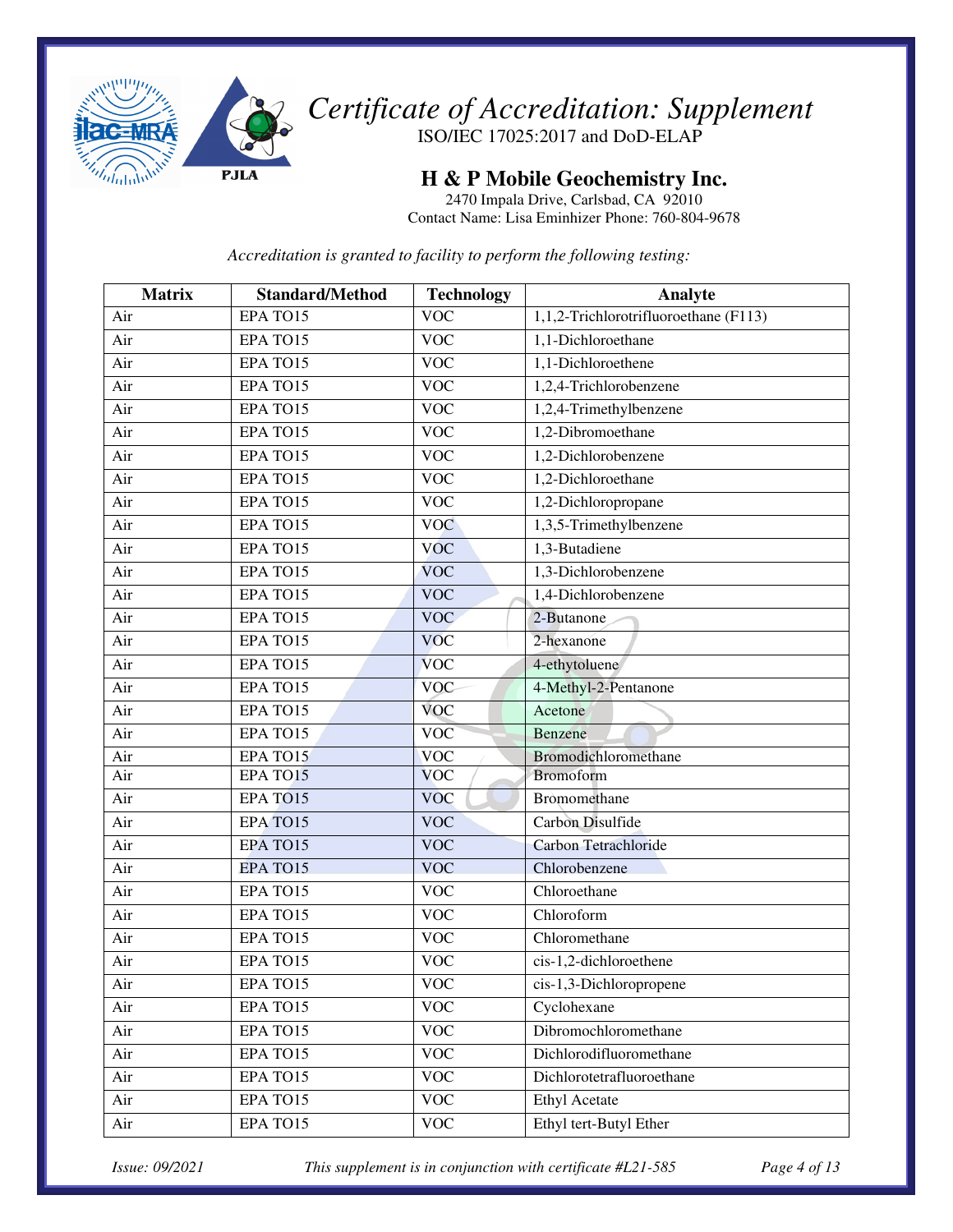# *Certificate of Accreditation: Supplement*

ISO/IEC 17025:2017 and DoD-ELAP

## H & P Mobile Geochemistry Inc.

2470 Impala Drive, Carlsbad, CA 92010
Contact Name: Lisa Eminhizer Phone: 760-804-9678

*Accreditation is granted to facility to perform the following testing:*

| Matrix | Standard/Method | Technology | Analyte |
|---|---|---|---|
| Air | EPA TO15 | VOC | 1,1,2-Trichlorotrifluoroethane (F113) |
| Air | EPA TO15 | VOC | 1,1-Dichloroethane |
| Air | EPA TO15 | VOC | 1,1-Dichloroethene |
| Air | EPA TO15 | VOC | 1,2,4-Trichlorobenzene |
| Air | EPA TO15 | VOC | 1,2,4-Trimethylbenzene |
| Air | EPA TO15 | VOC | 1,2-Dibromoethane |
| Air | EPA TO15 | VOC | 1,2-Dichlorobenzene |
| Air | EPA TO15 | VOC | 1,2-Dichloroethane |
| Air | EPA TO15 | VOC | 1,2-Dichloropropane |
| Air | EPA TO15 | VOC | 1,3,5-Trimethylbenzene |
| Air | EPA TO15 | VOC | 1,3-Butadiene |
| Air | EPA TO15 | VOC | 1,3-Dichlorobenzene |
| Air | EPA TO15 | VOC | 1,4-Dichlorobenzene |
| Air | EPA TO15 | VOC | 2-Butanone |
| Air | EPA TO15 | VOC | 2-hexanone |
| Air | EPA TO15 | VOC | 4-ethytoluene |
| Air | EPA TO15 | VOC | 4-Methyl-2-Pentanone |
| Air | EPA TO15 | VOC | Acetone |
| Air | EPA TO15 | VOC | Benzene |
| Air | EPA TO15 | VOC | Bromodichloromethane |
| Air | EPA TO15 | VOC | Bromoform |
| Air | EPA TO15 | VOC | Bromomethane |
| Air | EPA TO15 | VOC | Carbon Disulfide |
| Air | EPA TO15 | VOC | Carbon Tetrachloride |
| Air | EPA TO15 | VOC | Chlorobenzene |
| Air | EPA TO15 | VOC | Chloroethane |
| Air | EPA TO15 | VOC | Chloroform |
| Air | EPA TO15 | VOC | Chloromethane |
| Air | EPA TO15 | VOC | cis-1,2-dichloroethene |
| Air | EPA TO15 | VOC | cis-1,3-Dichloropropene |
| Air | EPA TO15 | VOC | Cyclohexane |
| Air | EPA TO15 | VOC | Dibromochloromethane |
| Air | EPA TO15 | VOC | Dichlorodifluoromethane |
| Air | EPA TO15 | VOC | Dichlorotetrafluoroethane |
| Air | EPA TO15 | VOC | Ethyl Acetate |
| Air | EPA TO15 | VOC | Ethyl tert-Butyl Ether |

*Issue: 09/2021* *This supplement is in conjunction with certificate #L21-585*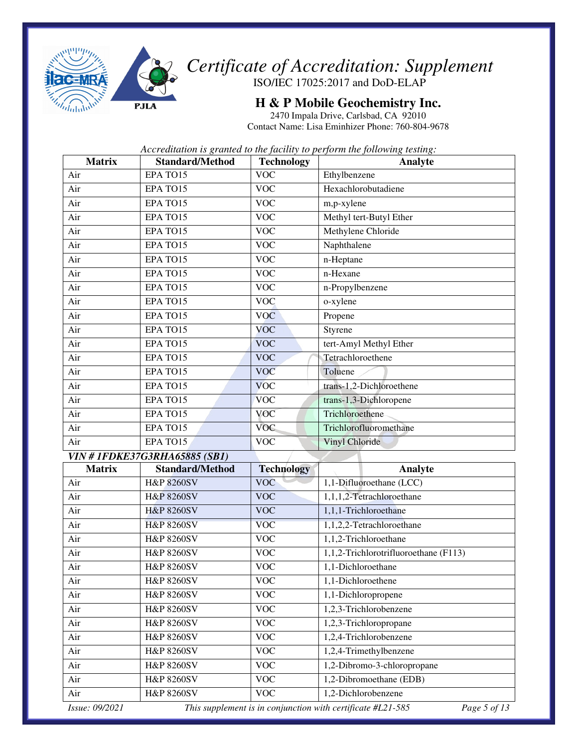# Certificate of Accreditation: Supplement

ISO/IEC 17025:2017 and DoD-ELAP

## H & P Mobile Geochemistry Inc.

2470 Impala Drive, Carlsbad, CA 92010
Contact Name: Lisa Eminhizer Phone: 760-804-9678

*Accreditation is granted to the facility to perform the following testing:*

| Matrix | Standard/Method | Technology | Analyte |
|---|---|---|---|
| Air | EPA TO15 | VOC | Ethylbenzene |
| Air | EPA TO15 | VOC | Hexachlorobutadiene |
| Air | EPA TO15 | VOC | m,p-xylene |
| Air | EPA TO15 | VOC | Methyl tert-Butyl Ether |
| Air | EPA TO15 | VOC | Methylene Chloride |
| Air | EPA TO15 | VOC | Naphthalene |
| Air | EPA TO15 | VOC | n-Heptane |
| Air | EPA TO15 | VOC | n-Hexane |
| Air | EPA TO15 | VOC | n-Propylbenzene |
| Air | EPA TO15 | VOC | o-xylene |
| Air | EPA TO15 | VOC | Propene |
| Air | EPA TO15 | VOC | Styrene |
| Air | EPA TO15 | VOC | tert-Amyl Methyl Ether |
| Air | EPA TO15 | VOC | Tetrachloroethene |
| Air | EPA TO15 | VOC | Toluene |
| Air | EPA TO15 | VOC | trans-1,2-Dichloroethene |
| Air | EPA TO15 | VOC | trans-1,3-Dichloropene |
| Air | EPA TO15 | VOC | Trichloroethene |
| Air | EPA TO15 | VOC | Trichlorofluoromethane |
| Air | EPA TO15 | VOC | Vinyl Chloride |

***VIN # 1FDKE37G3RHA65885 (SB1)***

| Matrix | Standard/Method | Technology | Analyte |
|---|---|---|---|
| Air | H&P 8260SV | VOC | 1,1-Difluoroethane (LCC) |
| Air | H&P 8260SV | VOC | 1,1,1,2-Tetrachloroethane |
| Air | H&P 8260SV | VOC | 1,1,1-Trichloroethane |
| Air | H&P 8260SV | VOC | 1,1,2,2-Tetrachloroethane |
| Air | H&P 8260SV | VOC | 1,1,2-Trichloroethane |
| Air | H&P 8260SV | VOC | 1,1,2-Trichlorotrifluoroethane (F113) |
| Air | H&P 8260SV | VOC | 1,1-Dichloroethane |
| Air | H&P 8260SV | VOC | 1,1-Dichloroethene |
| Air | H&P 8260SV | VOC | 1,1-Dichloropropene |
| Air | H&P 8260SV | VOC | 1,2,3-Trichlorobenzene |
| Air | H&P 8260SV | VOC | 1,2,3-Trichloropropane |
| Air | H&P 8260SV | VOC | 1,2,4-Trichlorobenzene |
| Air | H&P 8260SV | VOC | 1,2,4-Trimethylbenzene |
| Air | H&P 8260SV | VOC | 1,2-Dibromo-3-chloropropane |
| Air | H&P 8260SV | VOC | 1,2-Dibromoethane (EDB) |
| Air | H&P 8260SV | VOC | 1,2-Dichlorobenzene |

*Issue: 09/2021* *This supplement is in conjunction with certificate #L21-585*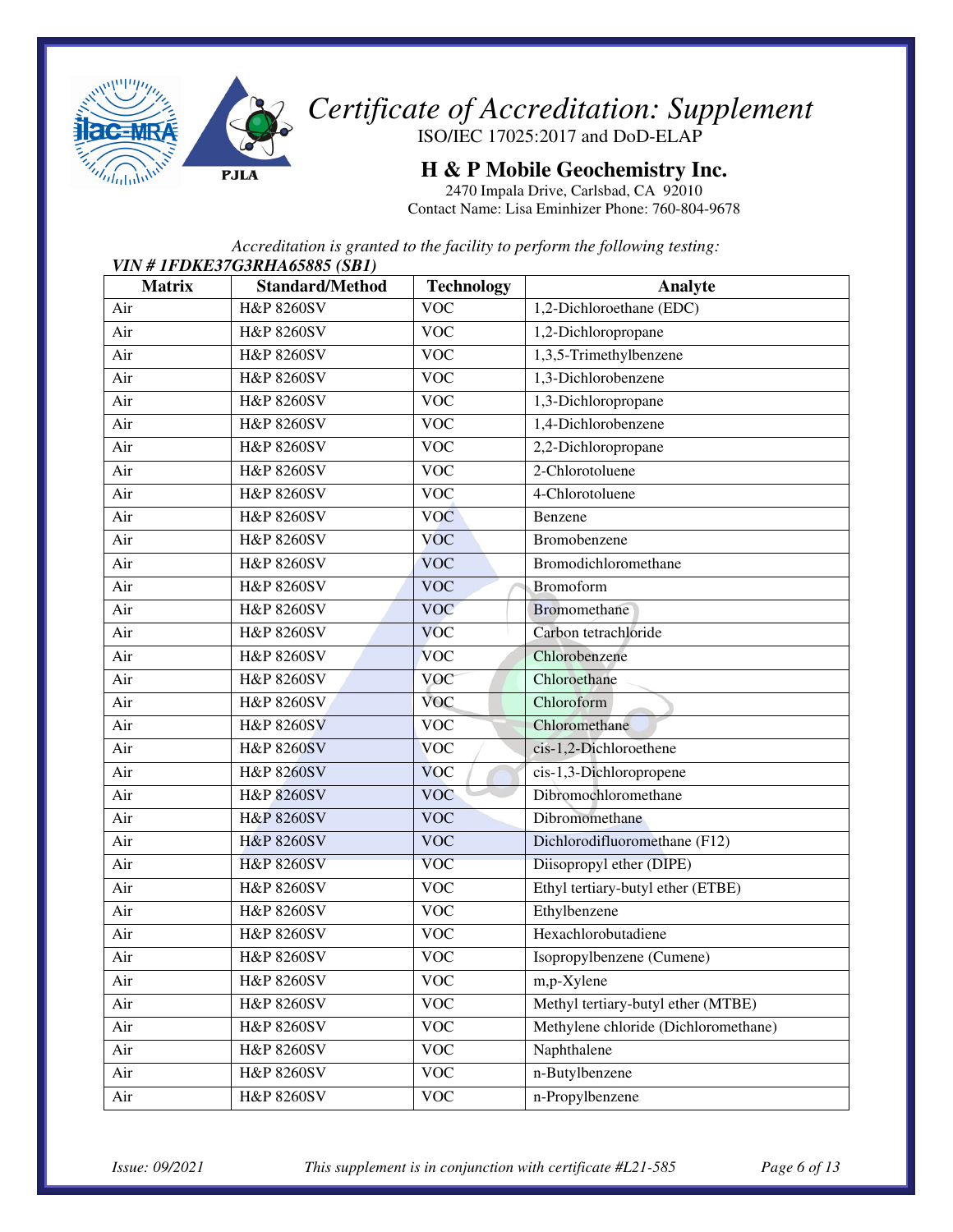# *Certificate of Accreditation: Supplement*

ISO/IEC 17025:2017 and DoD-ELAP

## H & P Mobile Geochemistry Inc.

2470 Impala Drive, Carlsbad, CA 92010
Contact Name: Lisa Eminhizer Phone: 760-804-9678

*Accreditation is granted to the facility to perform the following testing:*

***VIN # 1FDKE37G3RHA65885 (SB1)***

| Matrix | Standard/Method | Technology | Analyte |
|---|---|---|---|
| Air | H&P 8260SV | VOC | 1,2-Dichloroethane (EDC) |
| Air | H&P 8260SV | VOC | 1,2-Dichloropropane |
| Air | H&P 8260SV | VOC | 1,3,5-Trimethylbenzene |
| Air | H&P 8260SV | VOC | 1,3-Dichlorobenzene |
| Air | H&P 8260SV | VOC | 1,3-Dichloropropane |
| Air | H&P 8260SV | VOC | 1,4-Dichlorobenzene |
| Air | H&P 8260SV | VOC | 2,2-Dichloropropane |
| Air | H&P 8260SV | VOC | 2-Chlorotoluene |
| Air | H&P 8260SV | VOC | 4-Chlorotoluene |
| Air | H&P 8260SV | VOC | Benzene |
| Air | H&P 8260SV | VOC | Bromobenzene |
| Air | H&P 8260SV | VOC | Bromodichloromethane |
| Air | H&P 8260SV | VOC | Bromoform |
| Air | H&P 8260SV | VOC | Bromomethane |
| Air | H&P 8260SV | VOC | Carbon tetrachloride |
| Air | H&P 8260SV | VOC | Chlorobenzene |
| Air | H&P 8260SV | VOC | Chloroethane |
| Air | H&P 8260SV | VOC | Chloroform |
| Air | H&P 8260SV | VOC | Chloromethane |
| Air | H&P 8260SV | VOC | cis-1,2-Dichloroethene |
| Air | H&P 8260SV | VOC | cis-1,3-Dichloropropene |
| Air | H&P 8260SV | VOC | Dibromochloromethane |
| Air | H&P 8260SV | VOC | Dibromomethane |
| Air | H&P 8260SV | VOC | Dichlorodifluoromethane (F12) |
| Air | H&P 8260SV | VOC | Diisopropyl ether (DIPE) |
| Air | H&P 8260SV | VOC | Ethyl tertiary-butyl ether (ETBE) |
| Air | H&P 8260SV | VOC | Ethylbenzene |
| Air | H&P 8260SV | VOC | Hexachlorobutadiene |
| Air | H&P 8260SV | VOC | Isopropylbenzene (Cumene) |
| Air | H&P 8260SV | VOC | m,p-Xylene |
| Air | H&P 8260SV | VOC | Methyl tertiary-butyl ether (MTBE) |
| Air | H&P 8260SV | VOC | Methylene chloride (Dichloromethane) |
| Air | H&P 8260SV | VOC | Naphthalene |
| Air | H&P 8260SV | VOC | n-Butylbenzene |
| Air | H&P 8260SV | VOC | n-Propylbenzene |

*Issue: 09/2021* *This supplement is in conjunction with certificate #L21-585*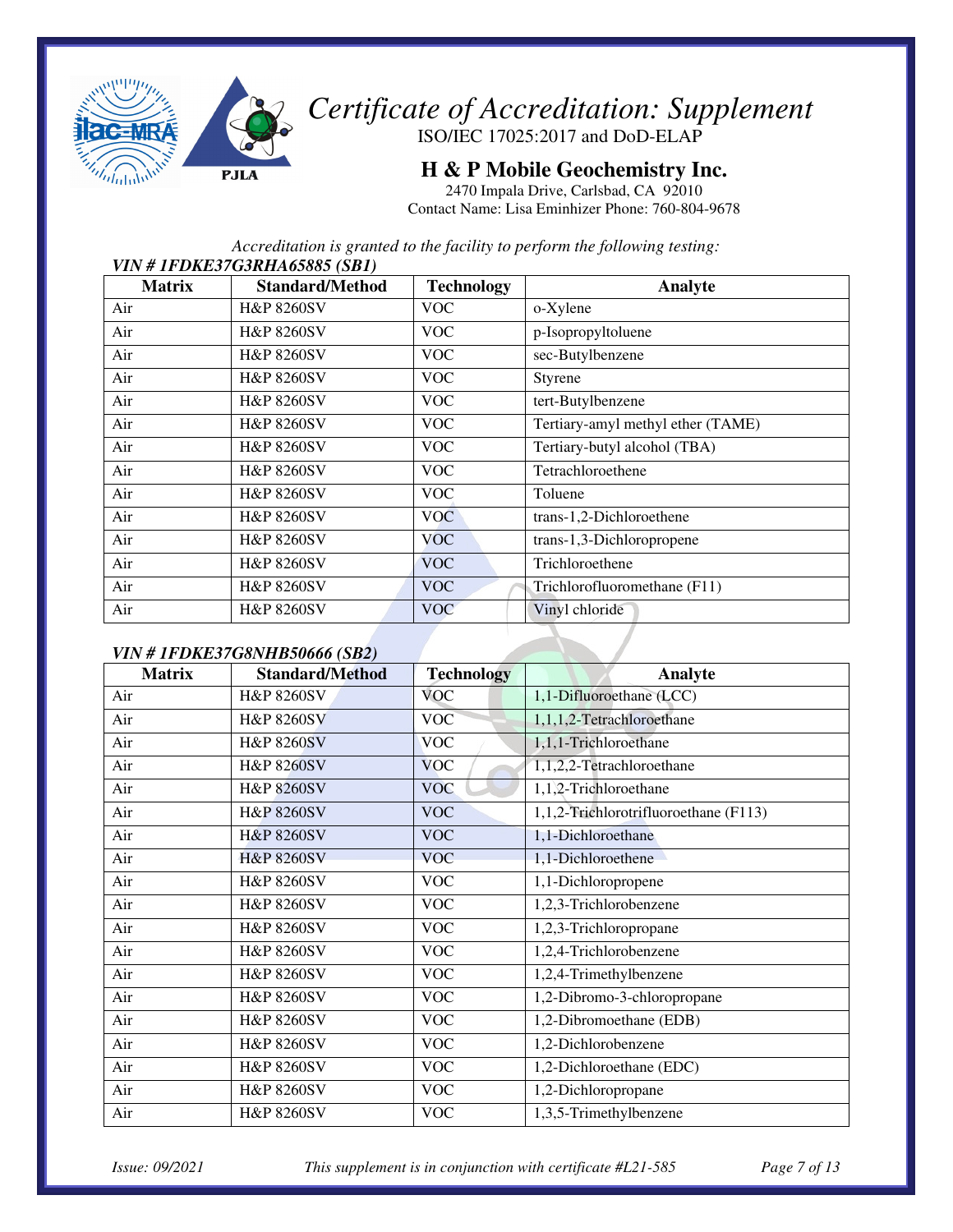# Certificate of Accreditation: Supplement

ISO/IEC 17025:2017 and DoD-ELAP

## H & P Mobile Geochemistry Inc.

2470 Impala Drive, Carlsbad, CA 92010
Contact Name: Lisa Eminhizer Phone: 760-804-9678

*Accreditation is granted to the facility to perform the following testing:*

***VIN # 1FDKE37G3RHA65885 (SB1)***

| Matrix | Standard/Method | Technology | Analyte |
|---|---|---|---|
| Air | H&P 8260SV | VOC | o-Xylene |
| Air | H&P 8260SV | VOC | p-Isopropyltoluene |
| Air | H&P 8260SV | VOC | sec-Butylbenzene |
| Air | H&P 8260SV | VOC | Styrene |
| Air | H&P 8260SV | VOC | tert-Butylbenzene |
| Air | H&P 8260SV | VOC | Tertiary-amyl methyl ether (TAME) |
| Air | H&P 8260SV | VOC | Tertiary-butyl alcohol (TBA) |
| Air | H&P 8260SV | VOC | Tetrachloroethene |
| Air | H&P 8260SV | VOC | Toluene |
| Air | H&P 8260SV | VOC | trans-1,2-Dichloroethene |
| Air | H&P 8260SV | VOC | trans-1,3-Dichloropropene |
| Air | H&P 8260SV | VOC | Trichloroethene |
| Air | H&P 8260SV | VOC | Trichlorofluoromethane (F11) |
| Air | H&P 8260SV | VOC | Vinyl chloride |

***VIN # 1FDKE37G8NHB50666 (SB2)***

| Matrix | Standard/Method | Technology | Analyte |
|---|---|---|---|
| Air | H&P 8260SV | VOC | 1,1-Difluoroethane (LCC) |
| Air | H&P 8260SV | VOC | 1,1,1,2-Tetrachloroethane |
| Air | H&P 8260SV | VOC | 1,1,1-Trichloroethane |
| Air | H&P 8260SV | VOC | 1,1,2,2-Tetrachloroethane |
| Air | H&P 8260SV | VOC | 1,1,2-Trichloroethane |
| Air | H&P 8260SV | VOC | 1,1,2-Trichlorotrifluoroethane (F113) |
| Air | H&P 8260SV | VOC | 1,1-Dichloroethane |
| Air | H&P 8260SV | VOC | 1,1-Dichloroethene |
| Air | H&P 8260SV | VOC | 1,1-Dichloropropene |
| Air | H&P 8260SV | VOC | 1,2,3-Trichlorobenzene |
| Air | H&P 8260SV | VOC | 1,2,3-Trichloropropane |
| Air | H&P 8260SV | VOC | 1,2,4-Trichlorobenzene |
| Air | H&P 8260SV | VOC | 1,2,4-Trimethylbenzene |
| Air | H&P 8260SV | VOC | 1,2-Dibromo-3-chloropropane |
| Air | H&P 8260SV | VOC | 1,2-Dibromoethane (EDB) |
| Air | H&P 8260SV | VOC | 1,2-Dichlorobenzene |
| Air | H&P 8260SV | VOC | 1,2-Dichloroethane (EDC) |
| Air | H&P 8260SV | VOC | 1,2-Dichloropropane |
| Air | H&P 8260SV | VOC | 1,3,5-Trimethylbenzene |

*Issue: 09/2021* *This supplement is in conjunction with certificate #L21-585*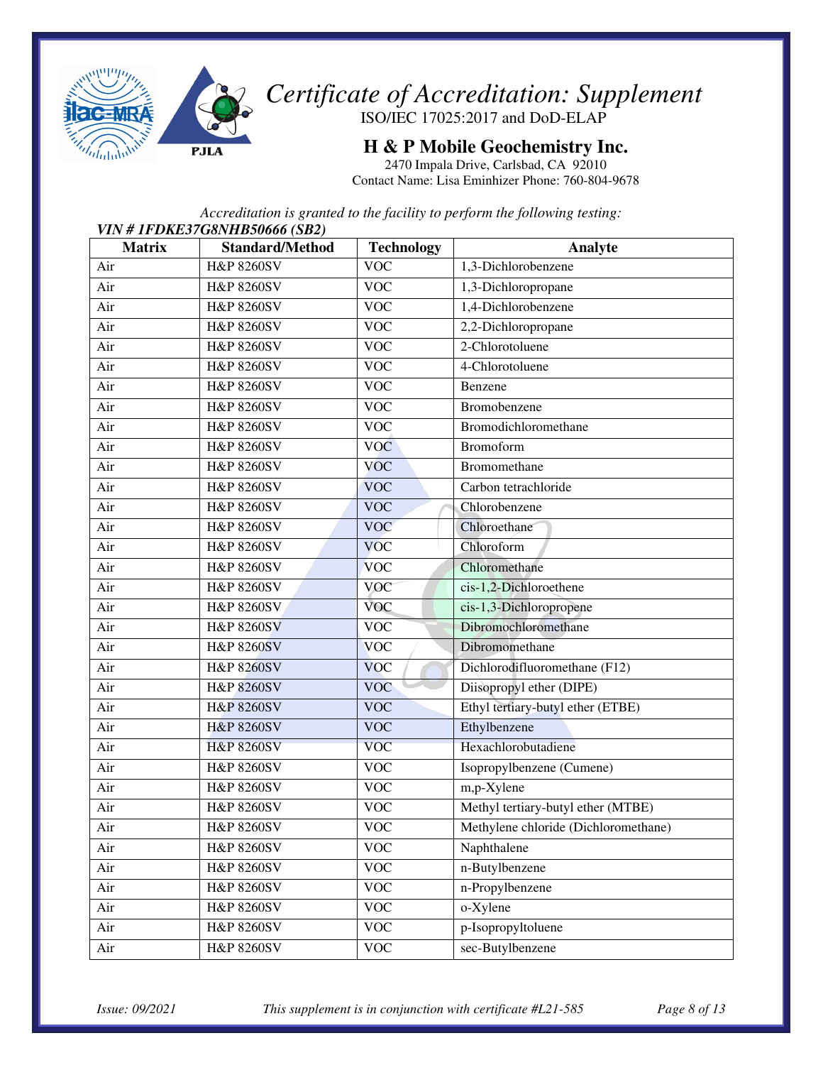# *Certificate of Accreditation: Supplement*

ISO/IEC 17025:2017 and DoD-ELAP

## H & P Mobile Geochemistry Inc.

2470 Impala Drive, Carlsbad, CA 92010
Contact Name: Lisa Eminhizer Phone: 760-804-9678

*Accreditation is granted to the facility to perform the following testing:*

***VIN # 1FDKE37G8NHB50666 (SB2)***

| Matrix | Standard/Method | Technology | Analyte |
|---|---|---|---|
| Air | H&P 8260SV | VOC | 1,3-Dichlorobenzene |
| Air | H&P 8260SV | VOC | 1,3-Dichloropropane |
| Air | H&P 8260SV | VOC | 1,4-Dichlorobenzene |
| Air | H&P 8260SV | VOC | 2,2-Dichloropropane |
| Air | H&P 8260SV | VOC | 2-Chlorotoluene |
| Air | H&P 8260SV | VOC | 4-Chlorotoluene |
| Air | H&P 8260SV | VOC | Benzene |
| Air | H&P 8260SV | VOC | Bromobenzene |
| Air | H&P 8260SV | VOC | Bromodichloromethane |
| Air | H&P 8260SV | VOC | Bromoform |
| Air | H&P 8260SV | VOC | Bromomethane |
| Air | H&P 8260SV | VOC | Carbon tetrachloride |
| Air | H&P 8260SV | VOC | Chlorobenzene |
| Air | H&P 8260SV | VOC | Chloroethane |
| Air | H&P 8260SV | VOC | Chloroform |
| Air | H&P 8260SV | VOC | Chloromethane |
| Air | H&P 8260SV | VOC | cis-1,2-Dichloroethene |
| Air | H&P 8260SV | VOC | cis-1,3-Dichloropropene |
| Air | H&P 8260SV | VOC | Dibromochloromethane |
| Air | H&P 8260SV | VOC | Dibromomethane |
| Air | H&P 8260SV | VOC | Dichlorodifluoromethane (F12) |
| Air | H&P 8260SV | VOC | Diisopropyl ether (DIPE) |
| Air | H&P 8260SV | VOC | Ethyl tertiary-butyl ether (ETBE) |
| Air | H&P 8260SV | VOC | Ethylbenzene |
| Air | H&P 8260SV | VOC | Hexachlorobutadiene |
| Air | H&P 8260SV | VOC | Isopropylbenzene (Cumene) |
| Air | H&P 8260SV | VOC | m,p-Xylene |
| Air | H&P 8260SV | VOC | Methyl tertiary-butyl ether (MTBE) |
| Air | H&P 8260SV | VOC | Methylene chloride (Dichloromethane) |
| Air | H&P 8260SV | VOC | Naphthalene |
| Air | H&P 8260SV | VOC | n-Butylbenzene |
| Air | H&P 8260SV | VOC | n-Propylbenzene |
| Air | H&P 8260SV | VOC | o-Xylene |
| Air | H&P 8260SV | VOC | p-Isopropyltoluene |
| Air | H&P 8260SV | VOC | sec-Butylbenzene |

*Issue: 09/2021* *This supplement is in conjunction with certificate #L21-585*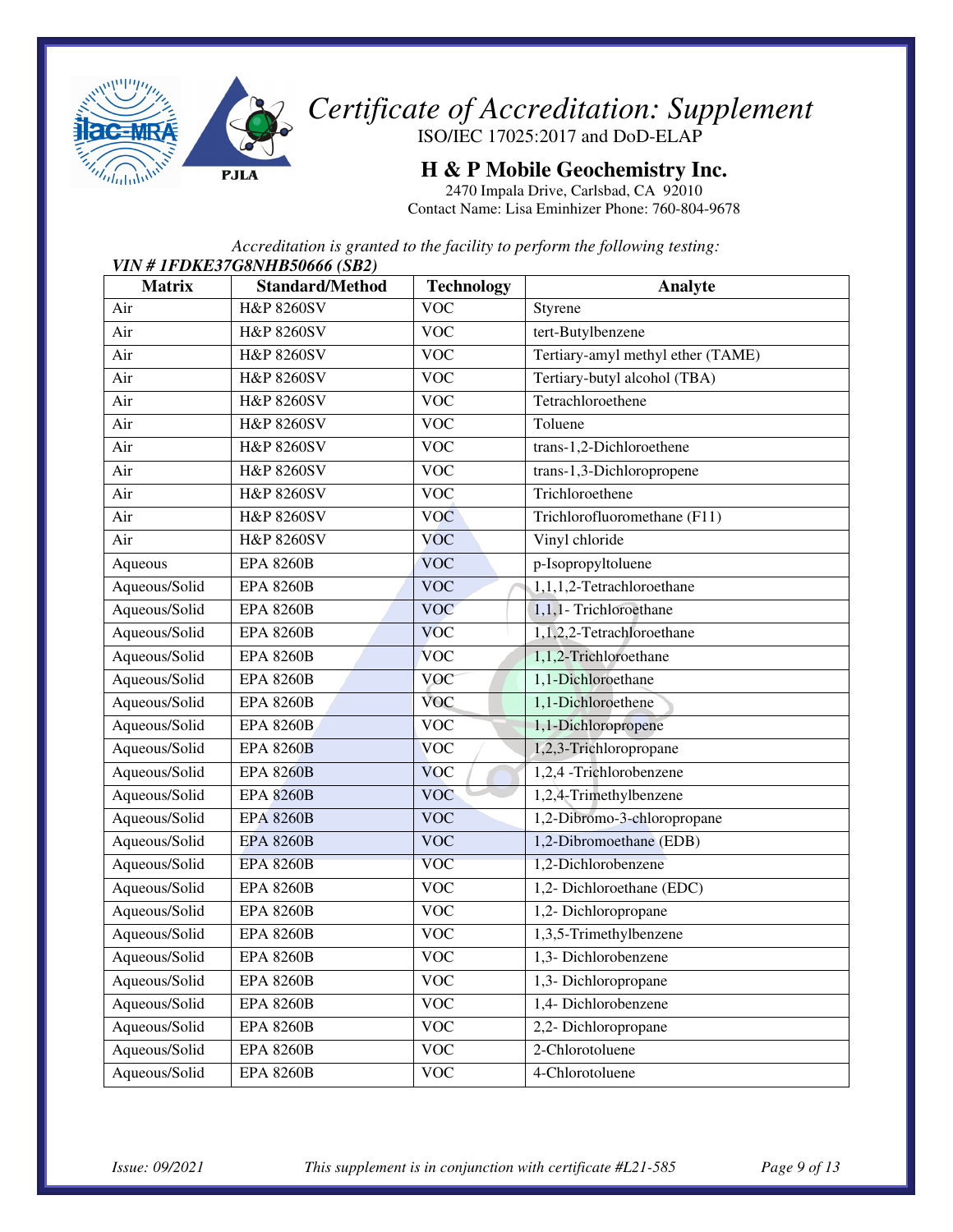# Certificate of Accreditation: Supplement

ISO/IEC 17025:2017 and DoD-ELAP

## H & P Mobile Geochemistry Inc.

2470 Impala Drive, Carlsbad, CA 92010
Contact Name: Lisa Eminhizer Phone: 760-804-9678

*Accreditation is granted to the facility to perform the following testing:*

***VIN # 1FDKE37G8NHB50666 (SB2)***

| Matrix | Standard/Method | Technology | Analyte |
|---|---|---|---|
| Air | H&P 8260SV | VOC | Styrene |
| Air | H&P 8260SV | VOC | tert-Butylbenzene |
| Air | H&P 8260SV | VOC | Tertiary-amyl methyl ether (TAME) |
| Air | H&P 8260SV | VOC | Tertiary-butyl alcohol (TBA) |
| Air | H&P 8260SV | VOC | Tetrachloroethene |
| Air | H&P 8260SV | VOC | Toluene |
| Air | H&P 8260SV | VOC | trans-1,2-Dichloroethene |
| Air | H&P 8260SV | VOC | trans-1,3-Dichloropropene |
| Air | H&P 8260SV | VOC | Trichloroethene |
| Air | H&P 8260SV | VOC | Trichlorofluoromethane (F11) |
| Air | H&P 8260SV | VOC | Vinyl chloride |
| Aqueous | EPA 8260B | VOC | p-Isopropyltoluene |
| Aqueous/Solid | EPA 8260B | VOC | 1,1,1,2-Tetrachloroethane |
| Aqueous/Solid | EPA 8260B | VOC | 1,1,1- Trichloroethane |
| Aqueous/Solid | EPA 8260B | VOC | 1,1,2,2-Tetrachloroethane |
| Aqueous/Solid | EPA 8260B | VOC | 1,1,2-Trichloroethane |
| Aqueous/Solid | EPA 8260B | VOC | 1,1-Dichloroethane |
| Aqueous/Solid | EPA 8260B | VOC | 1,1-Dichloroethene |
| Aqueous/Solid | EPA 8260B | VOC | 1,1-Dichloropropene |
| Aqueous/Solid | EPA 8260B | VOC | 1,2,3-Trichloropropane |
| Aqueous/Solid | EPA 8260B | VOC | 1,2,4 -Trichlorobenzene |
| Aqueous/Solid | EPA 8260B | VOC | 1,2,4-Trimethylbenzene |
| Aqueous/Solid | EPA 8260B | VOC | 1,2-Dibromo-3-chloropropane |
| Aqueous/Solid | EPA 8260B | VOC | 1,2-Dibromoethane (EDB) |
| Aqueous/Solid | EPA 8260B | VOC | 1,2-Dichlorobenzene |
| Aqueous/Solid | EPA 8260B | VOC | 1,2- Dichloroethane (EDC) |
| Aqueous/Solid | EPA 8260B | VOC | 1,2- Dichloropropane |
| Aqueous/Solid | EPA 8260B | VOC | 1,3,5-Trimethylbenzene |
| Aqueous/Solid | EPA 8260B | VOC | 1,3- Dichlorobenzene |
| Aqueous/Solid | EPA 8260B | VOC | 1,3- Dichloropropane |
| Aqueous/Solid | EPA 8260B | VOC | 1,4- Dichlorobenzene |
| Aqueous/Solid | EPA 8260B | VOC | 2,2- Dichloropropane |
| Aqueous/Solid | EPA 8260B | VOC | 2-Chlorotoluene |
| Aqueous/Solid | EPA 8260B | VOC | 4-Chlorotoluene |

*Issue: 09/2021* *This supplement is in conjunction with certificate #L21-585*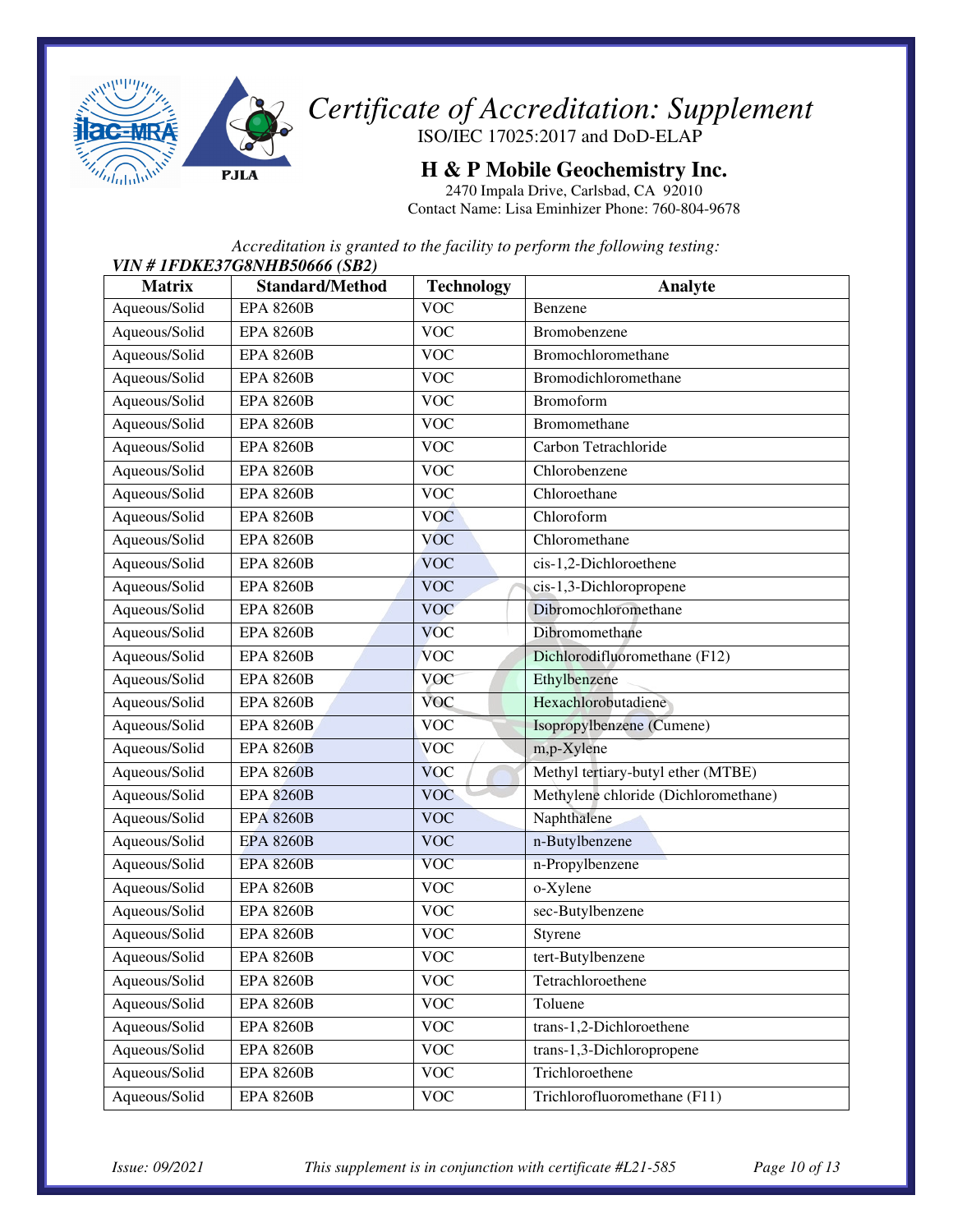# Certificate of Accreditation: Supplement

ISO/IEC 17025:2017 and DoD-ELAP

## H & P Mobile Geochemistry Inc.

2470 Impala Drive, Carlsbad, CA 92010
Contact Name: Lisa Eminhizer Phone: 760-804-9678

*Accreditation is granted to the facility to perform the following testing:*

***VIN # 1FDKE37G8NHB50666 (SB2)***

| Matrix | Standard/Method | Technology | Analyte |
|---|---|---|---|
| Aqueous/Solid | EPA 8260B | VOC | Benzene |
| Aqueous/Solid | EPA 8260B | VOC | Bromobenzene |
| Aqueous/Solid | EPA 8260B | VOC | Bromochloromethane |
| Aqueous/Solid | EPA 8260B | VOC | Bromodichloromethane |
| Aqueous/Solid | EPA 8260B | VOC | Bromoform |
| Aqueous/Solid | EPA 8260B | VOC | Bromomethane |
| Aqueous/Solid | EPA 8260B | VOC | Carbon Tetrachloride |
| Aqueous/Solid | EPA 8260B | VOC | Chlorobenzene |
| Aqueous/Solid | EPA 8260B | VOC | Chloroethane |
| Aqueous/Solid | EPA 8260B | VOC | Chloroform |
| Aqueous/Solid | EPA 8260B | VOC | Chloromethane |
| Aqueous/Solid | EPA 8260B | VOC | cis-1,2-Dichloroethene |
| Aqueous/Solid | EPA 8260B | VOC | cis-1,3-Dichloropropene |
| Aqueous/Solid | EPA 8260B | VOC | Dibromochloromethane |
| Aqueous/Solid | EPA 8260B | VOC | Dibromomethane |
| Aqueous/Solid | EPA 8260B | VOC | Dichlorodifluoromethane (F12) |
| Aqueous/Solid | EPA 8260B | VOC | Ethylbenzene |
| Aqueous/Solid | EPA 8260B | VOC | Hexachlorobutadiene |
| Aqueous/Solid | EPA 8260B | VOC | Isopropylbenzene (Cumene) |
| Aqueous/Solid | EPA 8260B | VOC | m,p-Xylene |
| Aqueous/Solid | EPA 8260B | VOC | Methyl tertiary-butyl ether (MTBE) |
| Aqueous/Solid | EPA 8260B | VOC | Methylene chloride (Dichloromethane) |
| Aqueous/Solid | EPA 8260B | VOC | Naphthalene |
| Aqueous/Solid | EPA 8260B | VOC | n-Butylbenzene |
| Aqueous/Solid | EPA 8260B | VOC | n-Propylbenzene |
| Aqueous/Solid | EPA 8260B | VOC | o-Xylene |
| Aqueous/Solid | EPA 8260B | VOC | sec-Butylbenzene |
| Aqueous/Solid | EPA 8260B | VOC | Styrene |
| Aqueous/Solid | EPA 8260B | VOC | tert-Butylbenzene |
| Aqueous/Solid | EPA 8260B | VOC | Tetrachloroethene |
| Aqueous/Solid | EPA 8260B | VOC | Toluene |
| Aqueous/Solid | EPA 8260B | VOC | trans-1,2-Dichloroethene |
| Aqueous/Solid | EPA 8260B | VOC | trans-1,3-Dichloropropene |
| Aqueous/Solid | EPA 8260B | VOC | Trichloroethene |
| Aqueous/Solid | EPA 8260B | VOC | Trichlorofluoromethane (F11) |

*Issue: 09/2021* *This supplement is in conjunction with certificate #L21-585*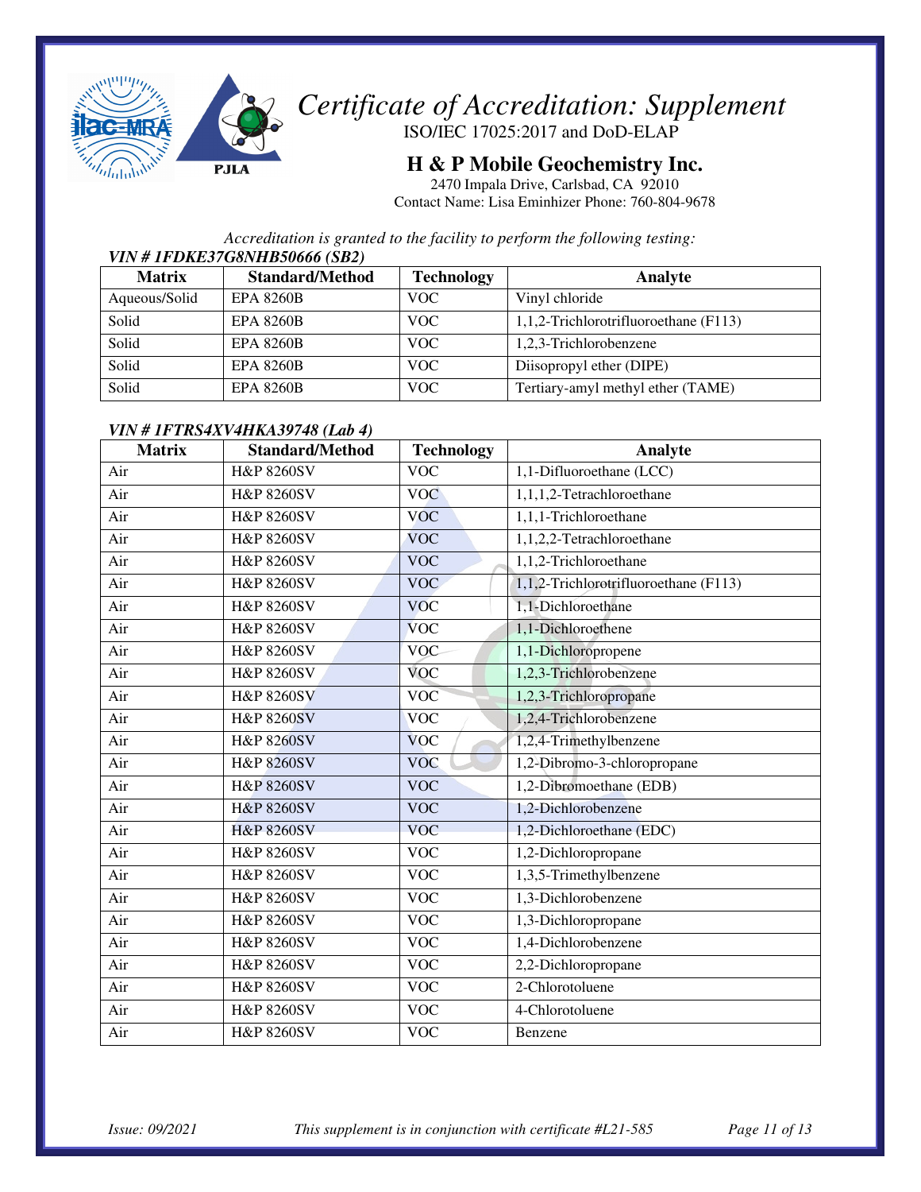# *Certificate of Accreditation: Supplement*

ISO/IEC 17025:2017 and DoD-ELAP

## H & P Mobile Geochemistry Inc.

2470 Impala Drive, Carlsbad, CA 92010
Contact Name: Lisa Eminhizer Phone: 760-804-9678

*Accreditation is granted to the facility to perform the following testing:*

***VIN # 1FDKE37G8NHB50666 (SB2)***

| Matrix | Standard/Method | Technology | Analyte |
|---|---|---|---|
| Aqueous/Solid | EPA 8260B | VOC | Vinyl chloride |
| Solid | EPA 8260B | VOC | 1,1,2-Trichlorotrifluoroethane (F113) |
| Solid | EPA 8260B | VOC | 1,2,3-Trichlorobenzene |
| Solid | EPA 8260B | VOC | Diisopropyl ether (DIPE) |
| Solid | EPA 8260B | VOC | Tertiary-amyl methyl ether (TAME) |

***VIN # 1FTRS4XV4HKA39748 (Lab 4)***

| Matrix | Standard/Method | Technology | Analyte |
|---|---|---|---|
| Air | H&P 8260SV | VOC | 1,1-Difluoroethane (LCC) |
| Air | H&P 8260SV | VOC | 1,1,1,2-Tetrachloroethane |
| Air | H&P 8260SV | VOC | 1,1,1-Trichloroethane |
| Air | H&P 8260SV | VOC | 1,1,2,2-Tetrachloroethane |
| Air | H&P 8260SV | VOC | 1,1,2-Trichloroethane |
| Air | H&P 8260SV | VOC | 1,1,2-Trichlorotrifluoroethane (F113) |
| Air | H&P 8260SV | VOC | 1,1-Dichloroethane |
| Air | H&P 8260SV | VOC | 1,1-Dichloroethene |
| Air | H&P 8260SV | VOC | 1,1-Dichloropropene |
| Air | H&P 8260SV | VOC | 1,2,3-Trichlorobenzene |
| Air | H&P 8260SV | VOC | 1,2,3-Trichloropropane |
| Air | H&P 8260SV | VOC | 1,2,4-Trichlorobenzene |
| Air | H&P 8260SV | VOC | 1,2,4-Trimethylbenzene |
| Air | H&P 8260SV | VOC | 1,2-Dibromo-3-chloropropane |
| Air | H&P 8260SV | VOC | 1,2-Dibromoethane (EDB) |
| Air | H&P 8260SV | VOC | 1,2-Dichlorobenzene |
| Air | H&P 8260SV | VOC | 1,2-Dichloroethane (EDC) |
| Air | H&P 8260SV | VOC | 1,2-Dichloropropane |
| Air | H&P 8260SV | VOC | 1,3,5-Trimethylbenzene |
| Air | H&P 8260SV | VOC | 1,3-Dichlorobenzene |
| Air | H&P 8260SV | VOC | 1,3-Dichloropropane |
| Air | H&P 8260SV | VOC | 1,4-Dichlorobenzene |
| Air | H&P 8260SV | VOC | 2,2-Dichloropropane |
| Air | H&P 8260SV | VOC | 2-Chlorotoluene |
| Air | H&P 8260SV | VOC | 4-Chlorotoluene |
| Air | H&P 8260SV | VOC | Benzene |

*Issue: 09/2021* *This supplement is in conjunction with certificate #L21-585*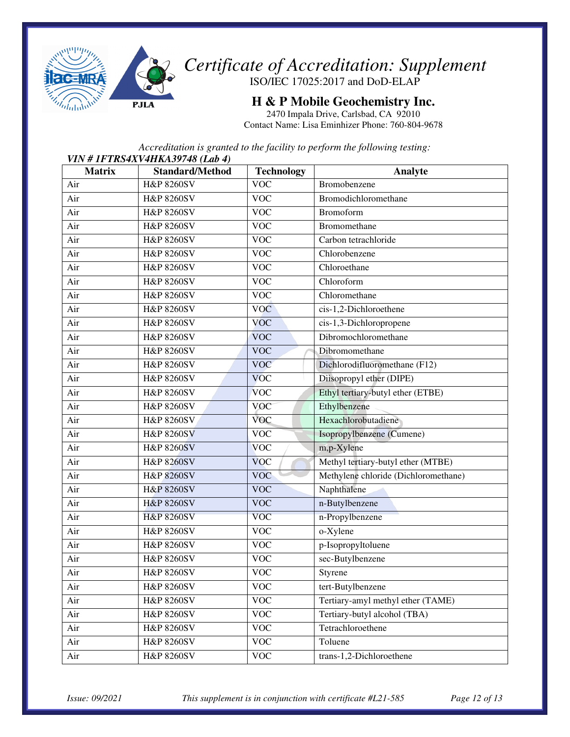# *Certificate of Accreditation: Supplement*

ISO/IEC 17025:2017 and DoD-ELAP

## H & P Mobile Geochemistry Inc.

2470 Impala Drive, Carlsbad, CA 92010
Contact Name: Lisa Eminhizer Phone: 760-804-9678

*Accreditation is granted to the facility to perform the following testing:*

***VIN # 1FTRS4XV4HKA39748 (Lab 4)***

| Matrix | Standard/Method | Technology | Analyte |
|---|---|---|---|
| Air | H&P 8260SV | VOC | Bromobenzene |
| Air | H&P 8260SV | VOC | Bromodichloromethane |
| Air | H&P 8260SV | VOC | Bromoform |
| Air | H&P 8260SV | VOC | Bromomethane |
| Air | H&P 8260SV | VOC | Carbon tetrachloride |
| Air | H&P 8260SV | VOC | Chlorobenzene |
| Air | H&P 8260SV | VOC | Chloroethane |
| Air | H&P 8260SV | VOC | Chloroform |
| Air | H&P 8260SV | VOC | Chloromethane |
| Air | H&P 8260SV | VOC | cis-1,2-Dichloroethene |
| Air | H&P 8260SV | VOC | cis-1,3-Dichloropropene |
| Air | H&P 8260SV | VOC | Dibromochloromethane |
| Air | H&P 8260SV | VOC | Dibromomethane |
| Air | H&P 8260SV | VOC | Dichlorodifluoromethane (F12) |
| Air | H&P 8260SV | VOC | Diisopropyl ether (DIPE) |
| Air | H&P 8260SV | VOC | Ethyl tertiary-butyl ether (ETBE) |
| Air | H&P 8260SV | VOC | Ethylbenzene |
| Air | H&P 8260SV | VOC | Hexachlorobutadiene |
| Air | H&P 8260SV | VOC | Isopropylbenzene (Cumene) |
| Air | H&P 8260SV | VOC | m,p-Xylene |
| Air | H&P 8260SV | VOC | Methyl tertiary-butyl ether (MTBE) |
| Air | H&P 8260SV | VOC | Methylene chloride (Dichloromethane) |
| Air | H&P 8260SV | VOC | Naphthalene |
| Air | H&P 8260SV | VOC | n-Butylbenzene |
| Air | H&P 8260SV | VOC | n-Propylbenzene |
| Air | H&P 8260SV | VOC | o-Xylene |
| Air | H&P 8260SV | VOC | p-Isopropyltoluene |
| Air | H&P 8260SV | VOC | sec-Butylbenzene |
| Air | H&P 8260SV | VOC | Styrene |
| Air | H&P 8260SV | VOC | tert-Butylbenzene |
| Air | H&P 8260SV | VOC | Tertiary-amyl methyl ether (TAME) |
| Air | H&P 8260SV | VOC | Tertiary-butyl alcohol (TBA) |
| Air | H&P 8260SV | VOC | Tetrachloroethene |
| Air | H&P 8260SV | VOC | Toluene |
| Air | H&P 8260SV | VOC | trans-1,2-Dichloroethene |

*Issue: 09/2021* *This supplement is in conjunction with certificate #L21-585*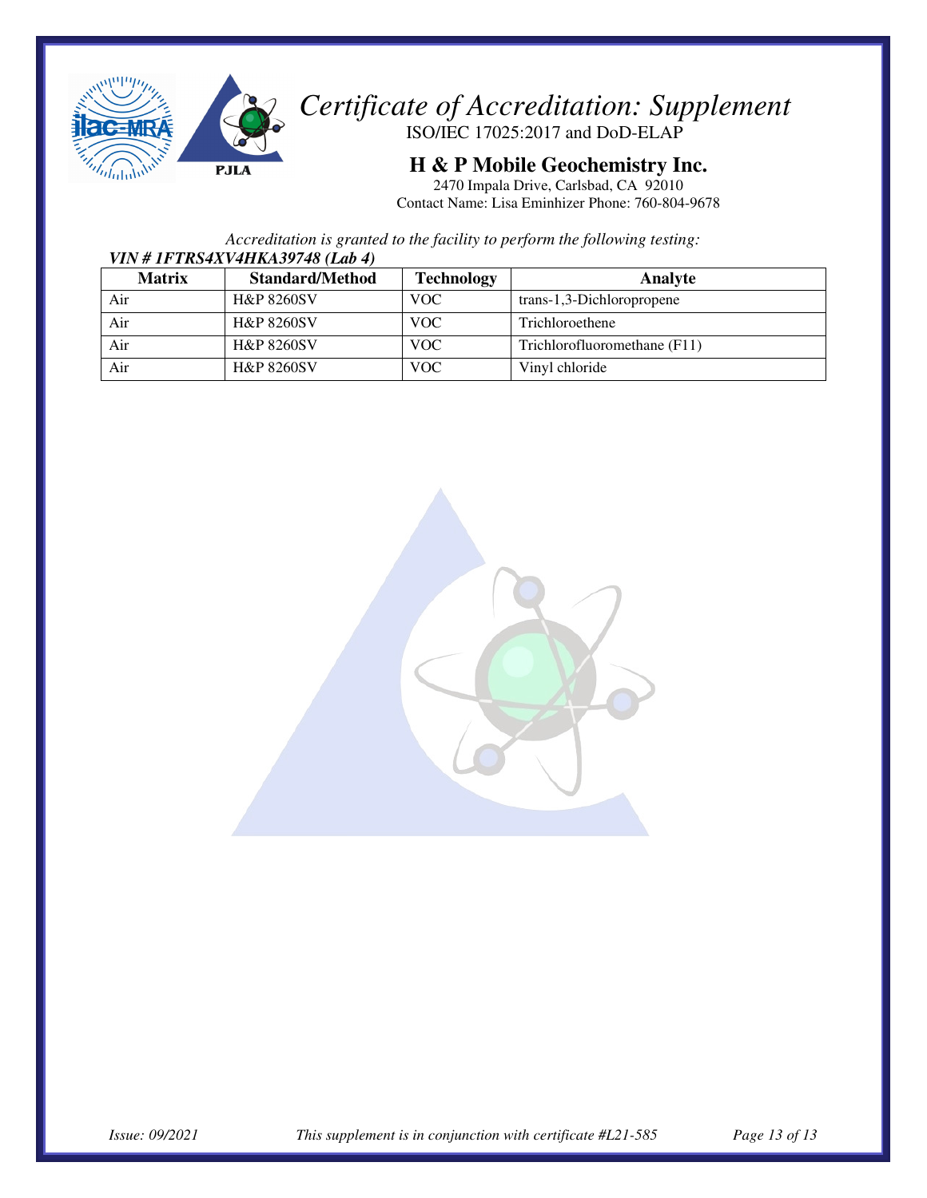# Certificate of Accreditation: Supplement

ISO/IEC 17025:2017 and DoD-ELAP

## H & P Mobile Geochemistry Inc.

2470 Impala Drive, Carlsbad, CA 92010
Contact Name: Lisa Eminhizer Phone: 760-804-9678

*Accreditation is granted to the facility to perform the following testing:*

***VIN # 1FTRS4XV4HKA39748 (Lab 4)***

| Matrix | Standard/Method | Technology | Analyte |
|---|---|---|---|
| Air | H&P 8260SV | VOC | trans-1,3-Dichloropropene |
| Air | H&P 8260SV | VOC | Trichloroethene |
| Air | H&P 8260SV | VOC | Trichlorofluoromethane (F11) |
| Air | H&P 8260SV | VOC | Vinyl chloride |

*Issue: 09/2021* *This supplement is in conjunction with certificate #L21-585*